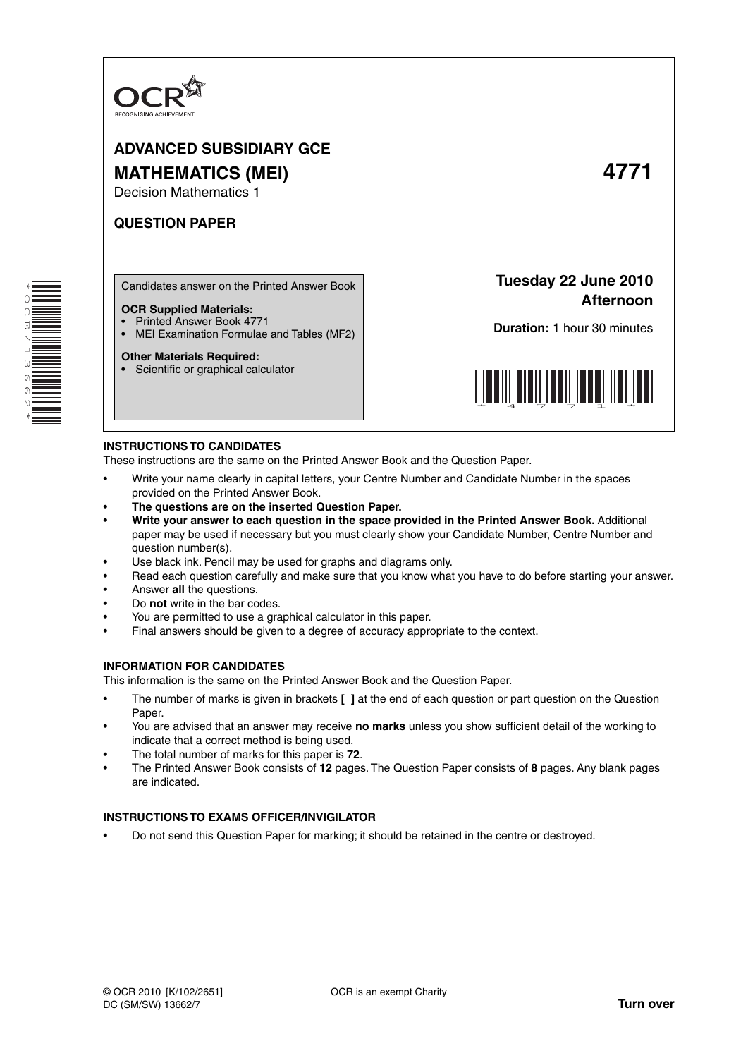OCR
RECOGNISING ACHIEVEMENT

# ADVANCED SUBSIDIARY GCE

# MATHEMATICS (MEI) 4771

Decision Mathematics 1

## QUESTION PAPER

Candidates answer on the Printed Answer Book

**OCR Supplied Materials:**
- Printed Answer Book 4771
- MEI Examination Formulae and Tables (MF2)

**Other Materials Required:**
- Scientific or graphical calculator

**Tuesday 22 June 2010**
**Afternoon**

**Duration:** 1 hour 30 minutes

### INSTRUCTIONS TO CANDIDATES

These instructions are the same on the Printed Answer Book and the Question Paper.

- Write your name clearly in capital letters, your Centre Number and Candidate Number in the spaces provided on the Printed Answer Book.
- **The questions are on the inserted Question Paper.**
- **Write your answer to each question in the space provided in the Printed Answer Book.** Additional paper may be used if necessary but you must clearly show your Candidate Number, Centre Number and question number(s).
- Use black ink. Pencil may be used for graphs and diagrams only.
- Read each question carefully and make sure that you know what you have to do before starting your answer.
- Answer **all** the questions.
- Do **not** write in the bar codes.
- You are permitted to use a graphical calculator in this paper.
- Final answers should be given to a degree of accuracy appropriate to the context.

### INFORMATION FOR CANDIDATES

This information is the same on the Printed Answer Book and the Question Paper.

- The number of marks is given in brackets **[ ]** at the end of each question or part question on the Question Paper.
- You are advised that an answer may receive **no marks** unless you show sufficient detail of the working to indicate that a correct method is being used.
- The total number of marks for this paper is **72**.
- The Printed Answer Book consists of **12** pages. The Question Paper consists of **8** pages. Any blank pages are indicated.

### INSTRUCTIONS TO EXAMS OFFICER/INVIGILATOR

- Do not send this Question Paper for marking; it should be retained in the centre or destroyed.

© OCR 2010 [K/102/2651]
DC (SM/SW) 13662/7

OCR is an exempt Charity

**Turn over**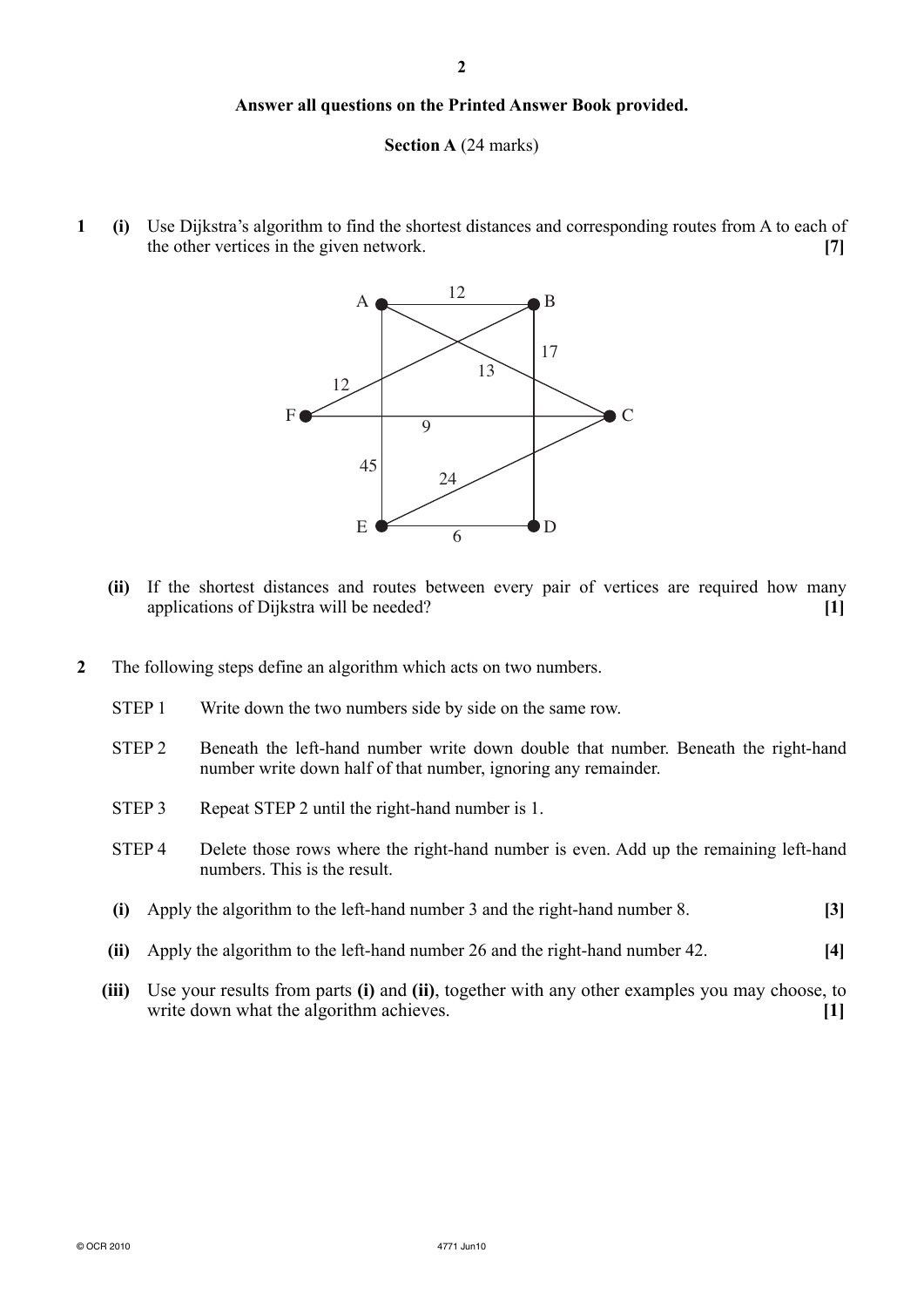**Answer all questions on the Printed Answer Book provided.**

**Section A** (24 marks)

**1** **(i)** Use Dijkstra's algorithm to find the shortest distances and corresponding routes from A to each of the other vertices in the given network. **[7]**

**(ii)** If the shortest distances and routes between every pair of vertices are required how many applications of Dijkstra will be needed? **[1]**

**2** The following steps define an algorithm which acts on two numbers.

STEP 1 Write down the two numbers side by side on the same row.

STEP 2 Beneath the left-hand number write down double that number. Beneath the right-hand number write down half of that number, ignoring any remainder.

STEP 3 Repeat STEP 2 until the right-hand number is 1.

STEP 4 Delete those rows where the right-hand number is even. Add up the remaining left-hand numbers. This is the result.

**(i)** Apply the algorithm to the left-hand number 3 and the right-hand number 8. **[3]**

**(ii)** Apply the algorithm to the left-hand number 26 and the right-hand number 42. **[4]**

**(iii)** Use your results from parts **(i)** and **(ii)**, together with any other examples you may choose, to write down what the algorithm achieves. **[1]**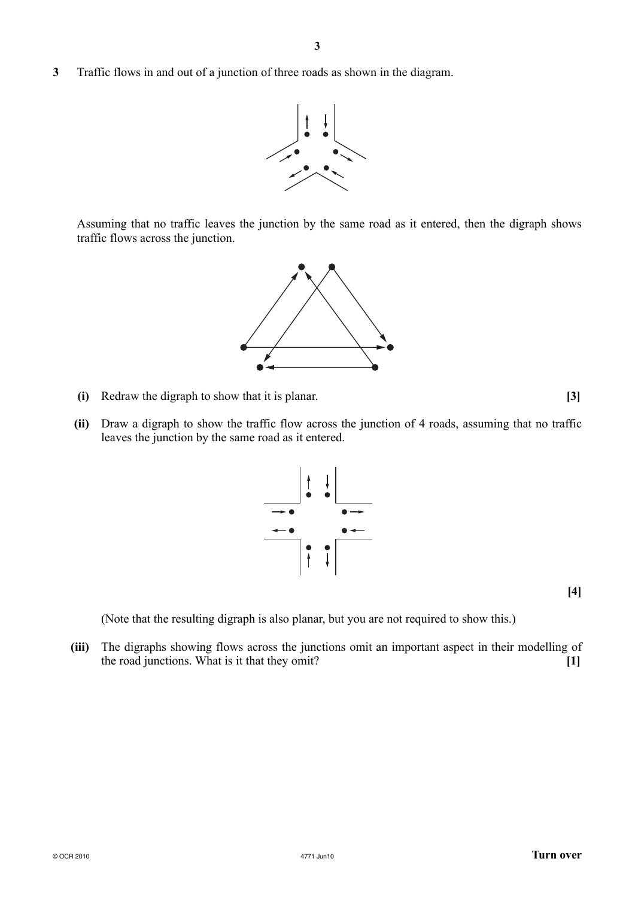**3** Traffic flows in and out of a junction of three roads as shown in the diagram.

Assuming that no traffic leaves the junction by the same road as it entered, then the digraph shows traffic flows across the junction.

**(i)** Redraw the digraph to show that it is planar. **[3]**

**(ii)** Draw a digraph to show the traffic flow across the junction of 4 roads, assuming that no traffic leaves the junction by the same road as it entered.

**[4]**

(Note that the resulting digraph is also planar, but you are not required to show this.)

**(iii)** The digraphs showing flows across the junctions omit an important aspect in their modelling of the road junctions. What is it that they omit? **[1]**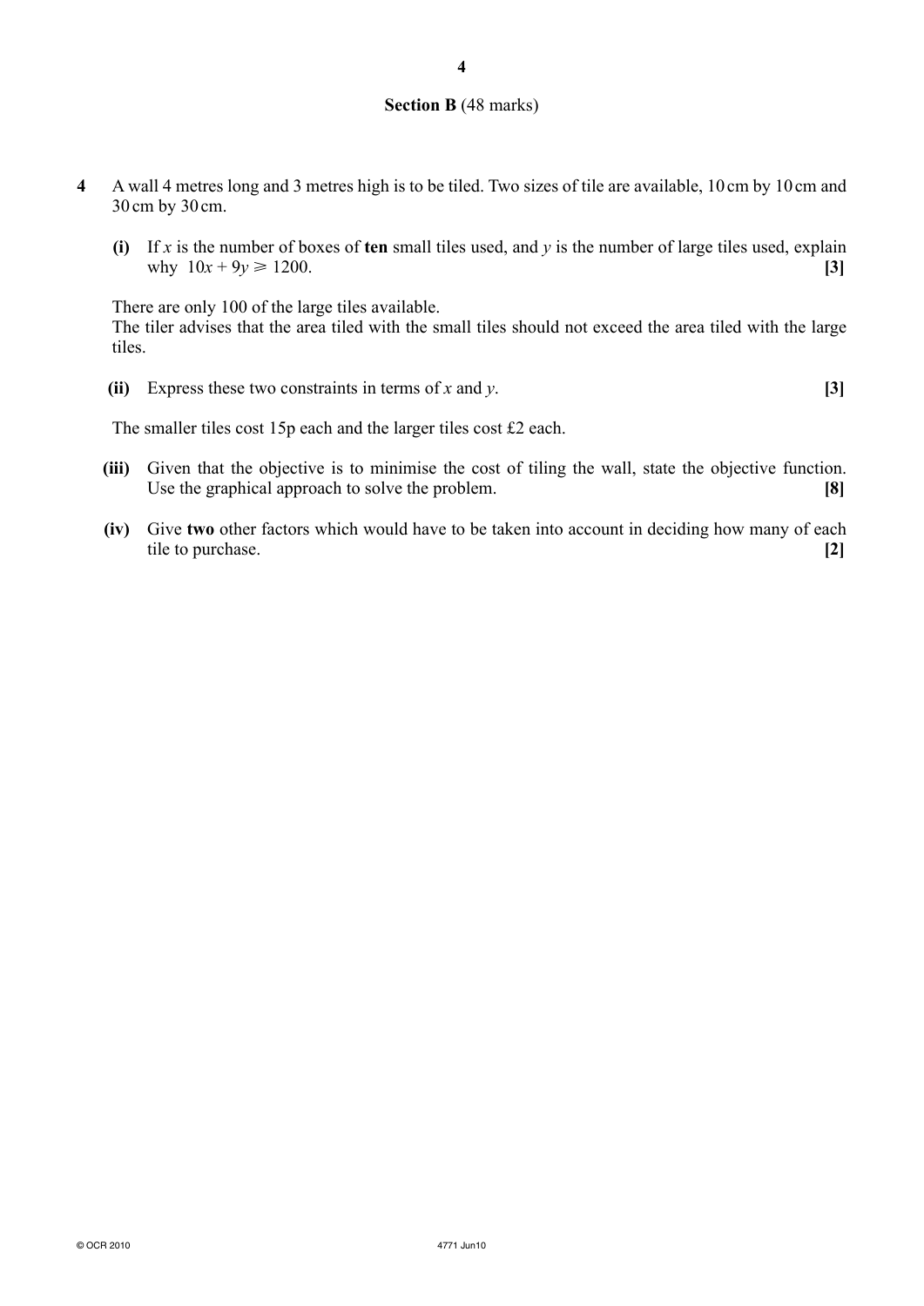## Section B (48 marks)

**4** A wall 4 metres long and 3 metres high is to be tiled. Two sizes of tile are available, 10 cm by 10 cm and 30 cm by 30 cm.

**(i)** If $x$ is the number of boxes of **ten** small tiles used, and $y$ is the number of large tiles used, explain why $10x + 9y \geqslant 1200$. **[3]**

There are only 100 of the large tiles available.
The tiler advises that the area tiled with the small tiles should not exceed the area tiled with the large tiles.

**(ii)** Express these two constraints in terms of $x$ and $y$. **[3]**

The smaller tiles cost 15p each and the larger tiles cost £2 each.

**(iii)** Given that the objective is to minimise the cost of tiling the wall, state the objective function. Use the graphical approach to solve the problem. **[8]**

**(iv)** Give **two** other factors which would have to be taken into account in deciding how many of each tile to purchase. **[2]**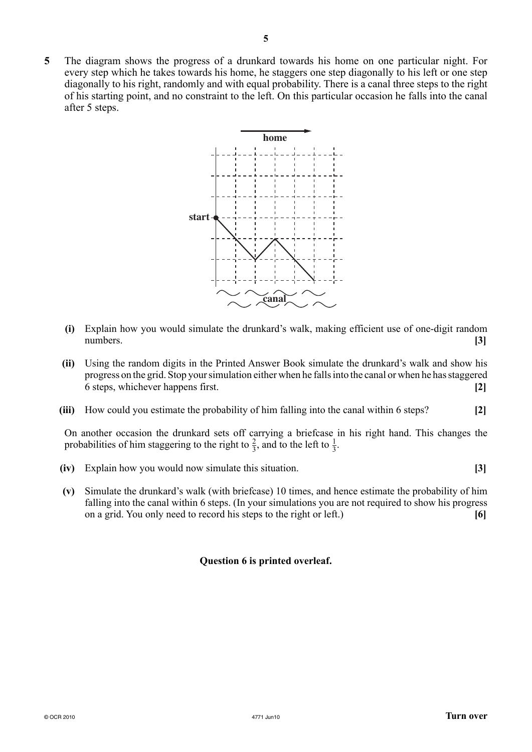**5** The diagram shows the progress of a drunkard towards his home on one particular night. For every step which he takes towards his home, he staggers one step diagonally to his left or one step diagonally to his right, randomly and with equal probability. There is a canal three steps to the right of his starting point, and no constraint to the left. On this particular occasion he falls into the canal after 5 steps.

**(i)** Explain how you would simulate the drunkard's walk, making efficient use of one-digit random numbers. **[3]**

**(ii)** Using the random digits in the Printed Answer Book simulate the drunkard's walk and show his progress on the grid. Stop your simulation either when he falls into the canal or when he has staggered 6 steps, whichever happens first. **[2]**

**(iii)** How could you estimate the probability of him falling into the canal within 6 steps? **[2]**

On another occasion the drunkard sets off carrying a briefcase in his right hand. This changes the probabilities of him staggering to the right to $\frac{2}{3}$, and to the left to $\frac{1}{3}$.

**(iv)** Explain how you would now simulate this situation. **[3]**

**(v)** Simulate the drunkard's walk (with briefcase) 10 times, and hence estimate the probability of him falling into the canal within 6 steps. (In your simulations you are not required to show his progress on a grid. You only need to record his steps to the right or left.) **[6]**

**Question 6 is printed overleaf.**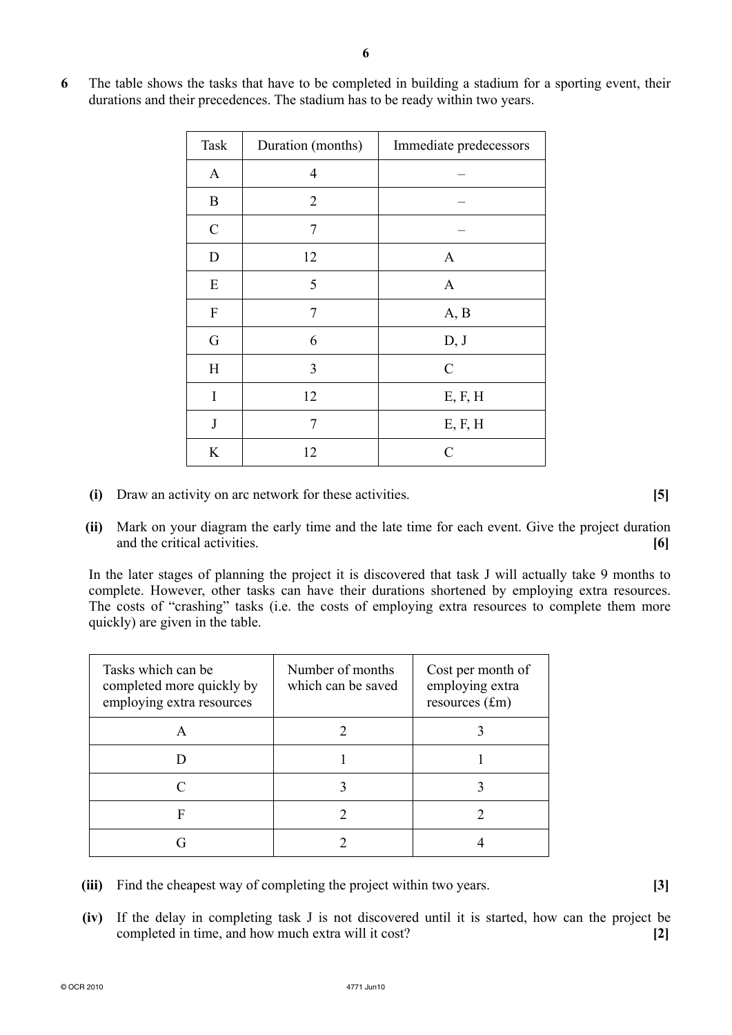**6** The table shows the tasks that have to be completed in building a stadium for a sporting event, their durations and their precedences. The stadium has to be ready within two years.

| Task | Duration (months) | Immediate predecessors |
|---|---|---|
| A | 4 | – |
| B | 2 | – |
| C | 7 | – |
| D | 12 | A |
| E | 5 | A |
| F | 7 | A, B |
| G | 6 | D, J |
| H | 3 | C |
| I | 12 | E, F, H |
| J | 7 | E, F, H |
| K | 12 | C |

**(i)** Draw an activity on arc network for these activities. **[5]**

**(ii)** Mark on your diagram the early time and the late time for each event. Give the project duration and the critical activities. **[6]**

In the later stages of planning the project it is discovered that task J will actually take 9 months to complete. However, other tasks can have their durations shortened by employing extra resources. The costs of "crashing" tasks (i.e. the costs of employing extra resources to complete them more quickly) are given in the table.

| Tasks which can be completed more quickly by employing extra resources | Number of months which can be saved | Cost per month of employing extra resources (£m) |
|---|---|---|
| A | 2 | 3 |
| D | 1 | 1 |
| C | 3 | 3 |
| F | 2 | 2 |
| G | 2 | 4 |

**(iii)** Find the cheapest way of completing the project within two years. **[3]**

**(iv)** If the delay in completing task J is not discovered until it is started, how can the project be completed in time, and how much extra will it cost? **[2]**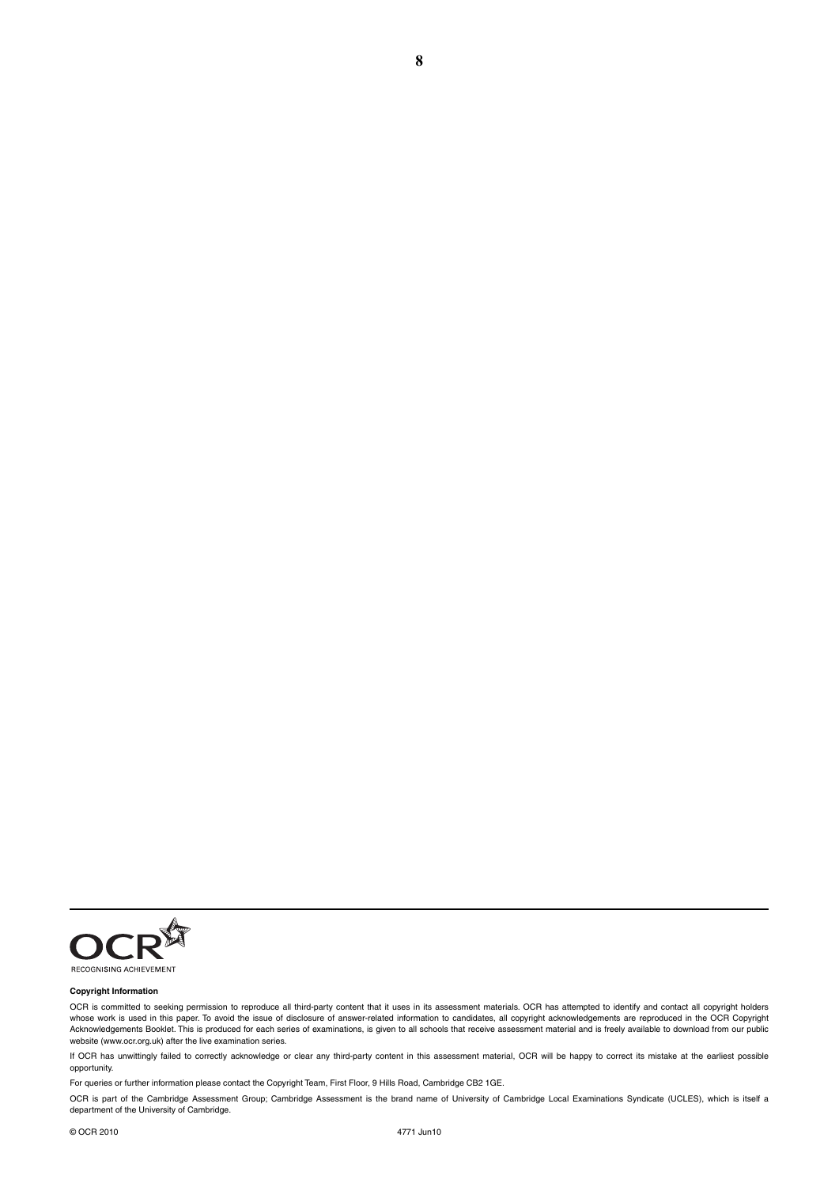RECOGNISING ACHIEVEMENT

**Copyright Information**

OCR is committed to seeking permission to reproduce all third-party content that it uses in its assessment materials. OCR has attempted to identify and contact all copyright holders whose work is used in this paper. To avoid the issue of disclosure of answer-related information to candidates, all copyright acknowledgements are reproduced in the OCR Copyright Acknowledgements Booklet. This is produced for each series of examinations, is given to all schools that receive assessment material and is freely available to download from our public website (www.ocr.org.uk) after the live examination series.

If OCR has unwittingly failed to correctly acknowledge or clear any third-party content in this assessment material, OCR will be happy to correct its mistake at the earliest possible opportunity.

For queries or further information please contact the Copyright Team, First Floor, 9 Hills Road, Cambridge CB2 1GE.

OCR is part of the Cambridge Assessment Group; Cambridge Assessment is the brand name of University of Cambridge Local Examinations Syndicate (UCLES), which is itself a department of the University of Cambridge.

© OCR 2010 4771 Jun10